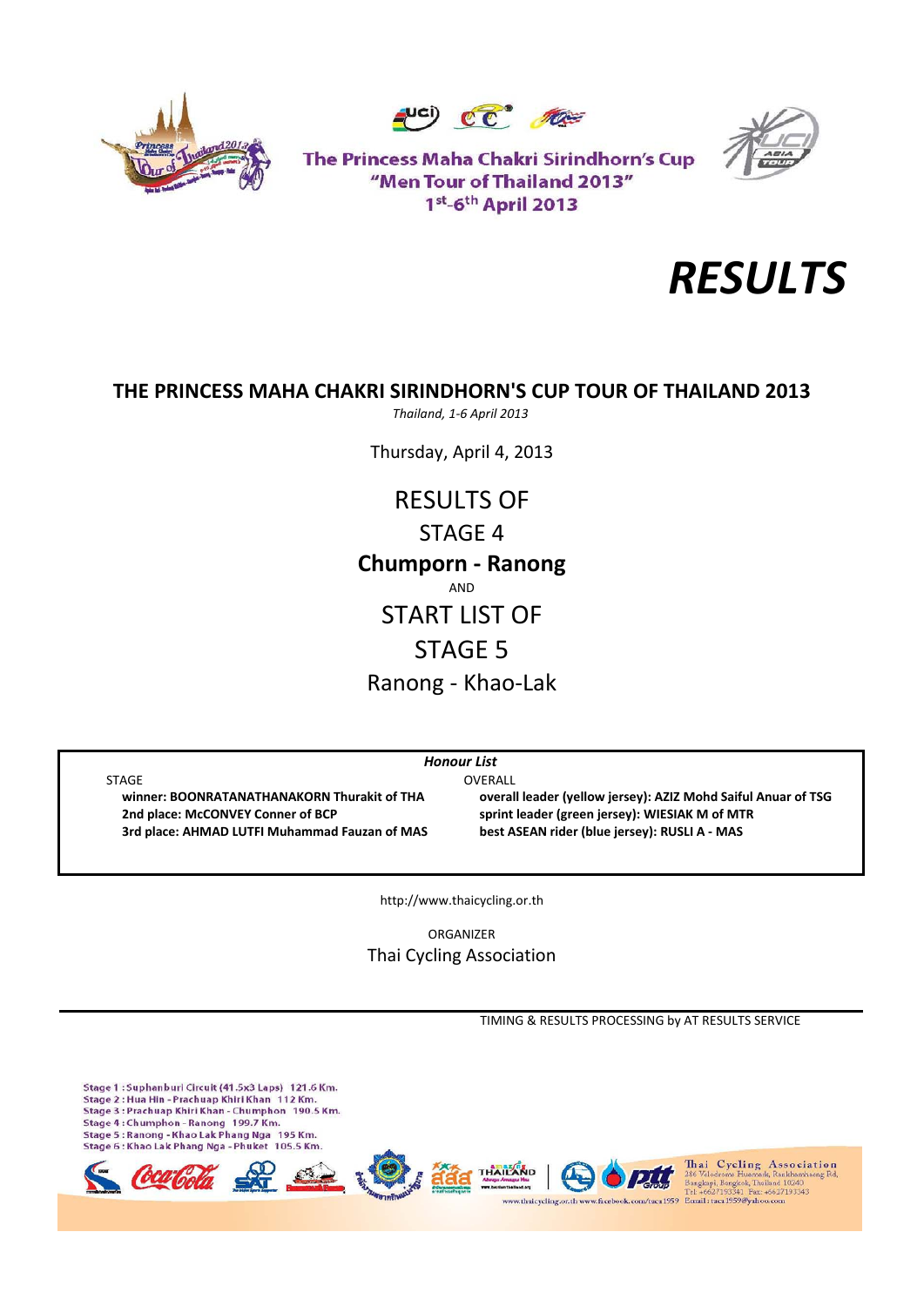The Princess Maha Chakri Sirindhorn's Cup
"Men Tour of Thailand 2013"
1st-6th April 2013

# RESULTS

## THE PRINCESS MAHA CHAKRI SIRINDHORN'S CUP TOUR OF THAILAND 2013

*Thailand, 1-6 April 2013*

Thursday, April 4, 2013

RESULTS OF
STAGE 4
**Chumporn - Ranong**
AND
START LIST OF
STAGE 5
Ranong - Khao-Lak

***Honour List***

STAGE
- **winner: BOONRATANATHANAKORN Thurakit of THA**
- **2nd place: McCONVEY Conner of BCP**
- **3rd place: AHMAD LUTFI Muhammad Fauzan of MAS**

OVERALL
- **overall leader (yellow jersey): AZIZ Mohd Saiful Anuar of TSG**
- **sprint leader (green jersey): WIESIAK M of MTR**
- **best ASEAN rider (blue jersey): RUSLI A - MAS**

http://www.thaicycling.or.th

ORGANIZER
Thai Cycling Association

TIMING & RESULTS PROCESSING by AT RESULTS SERVICE

Stage 1 : Suphanburi Circuit (41.5x3 Laps) 121.6 Km.
Stage 2 : Hua Hin - Prachuap Khiri Khan 112 Km.
Stage 3 : Prachuap Khiri Khan - Chumphon 190.5 Km.
Stage 4 : Chumphon - Ranong 199.7 Km.
Stage 5 : Ranong - Khao Lak Phang Nga 195 Km.
Stage 6 : Khao Lak Phang Nga - Phuket 105.5 Km.

Thai Cycling Association
286 Velodrome Huamark, Ramkhamhaeng Rd, Bangkapi, Bangkok, Thailand 10240
Tel: +6627193341 Fax: +6627193343
www.thaicycling.or.th www.facebook.com/taca1959 Email: taca1959@yahoo.com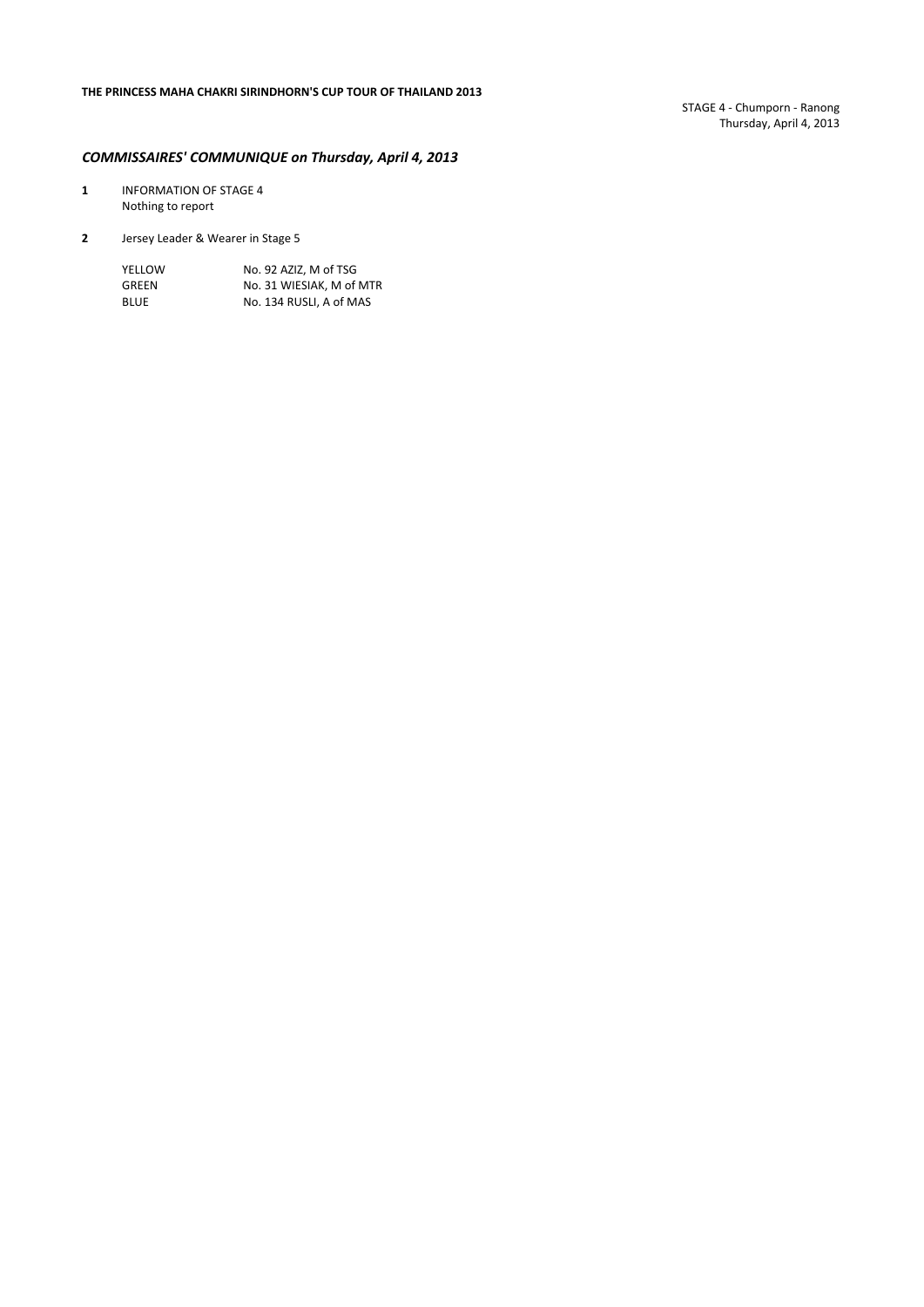**THE PRINCESS MAHA CHAKRI SIRINDHORN'S CUP TOUR OF THAILAND 2013**

STAGE 4 - Chumporn - Ranong
Thursday, April 4, 2013

## *COMMISSAIRES' COMMUNIQUE on Thursday, April 4, 2013*

**1** INFORMATION OF STAGE 4
Nothing to report

**2** Jersey Leader & Wearer in Stage 5

| | |
|---|---|
| YELLOW | No. 92 AZIZ, M of TSG |
| GREEN | No. 31 WIESIAK, M of MTR |
| BLUE | No. 134 RUSLI, A of MAS |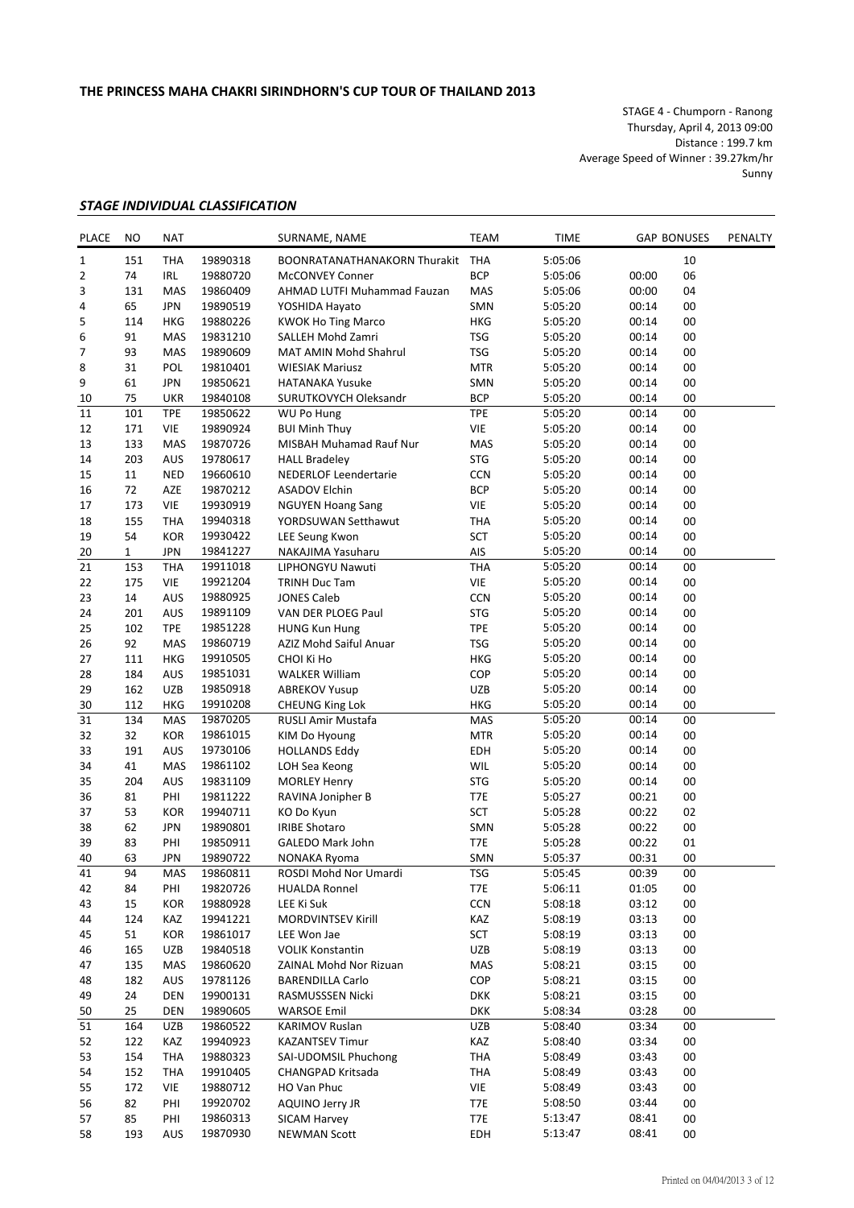## THE PRINCESS MAHA CHAKRI SIRINDHORN'S CUP TOUR OF THAILAND 2013

STAGE 4 - Chumporn - Ranong
Thursday, April 4, 2013 09:00
Distance : 199.7 km
Average Speed of Winner : 39.27km/hr
Sunny

### *STAGE INDIVIDUAL CLASSIFICATION*

| PLACE | NO | NAT | | SURNAME, NAME | TEAM | TIME | GAP | BONUSES | PENALTY |
|---|---|---|---|---|---|---|---|---|---|
| 1 | 151 | THA | 19890318 | BOONRATANATHANAKORN Thurakit | THA | 5:05:06 | | 10 | |
| 2 | 74 | IRL | 19880720 | McCONVEY Conner | BCP | 5:05:06 | 00:00 | 06 | |
| 3 | 131 | MAS | 19860409 | AHMAD LUTFI Muhammad Fauzan | MAS | 5:05:06 | 00:00 | 04 | |
| 4 | 65 | JPN | 19890519 | YOSHIDA Hayato | SMN | 5:05:20 | 00:14 | 00 | |
| 5 | 114 | HKG | 19880226 | KWOK Ho Ting Marco | HKG | 5:05:20 | 00:14 | 00 | |
| 6 | 91 | MAS | 19831210 | SALLEH Mohd Zamri | TSG | 5:05:20 | 00:14 | 00 | |
| 7 | 93 | MAS | 19890609 | MAT AMIN Mohd Shahrul | TSG | 5:05:20 | 00:14 | 00 | |
| 8 | 31 | POL | 19810401 | WIESIAK Mariusz | MTR | 5:05:20 | 00:14 | 00 | |
| 9 | 61 | JPN | 19850621 | HATANAKA Yusuke | SMN | 5:05:20 | 00:14 | 00 | |
| 10 | 75 | UKR | 19840108 | SURUTKOVYCH Oleksandr | BCP | 5:05:20 | 00:14 | 00 | |
| 11 | 101 | TPE | 19850622 | WU Po Hung | TPE | 5:05:20 | 00:14 | 00 | |
| 12 | 171 | VIE | 19890924 | BUI Minh Thuy | VIE | 5:05:20 | 00:14 | 00 | |
| 13 | 133 | MAS | 19870726 | MISBAH Muhamad Rauf Nur | MAS | 5:05:20 | 00:14 | 00 | |
| 14 | 203 | AUS | 19780617 | HALL Bradeley | STG | 5:05:20 | 00:14 | 00 | |
| 15 | 11 | NED | 19660610 | NEDERLOF Leendertarie | CCN | 5:05:20 | 00:14 | 00 | |
| 16 | 72 | AZE | 19870212 | ASADOV Elchin | BCP | 5:05:20 | 00:14 | 00 | |
| 17 | 173 | VIE | 19930919 | NGUYEN Hoang Sang | VIE | 5:05:20 | 00:14 | 00 | |
| 18 | 155 | THA | 19940318 | YORDSUWAN Setthawut | THA | 5:05:20 | 00:14 | 00 | |
| 19 | 54 | KOR | 19930422 | LEE Seung Kwon | SCT | 5:05:20 | 00:14 | 00 | |
| 20 | 1 | JPN | 19841227 | NAKAJIMA Yasuharu | AIS | 5:05:20 | 00:14 | 00 | |
| 21 | 153 | THA | 19911018 | LIPHONGYU Nawuti | THA | 5:05:20 | 00:14 | 00 | |
| 22 | 175 | VIE | 19921204 | TRINH Duc Tam | VIE | 5:05:20 | 00:14 | 00 | |
| 23 | 14 | AUS | 19880925 | JONES Caleb | CCN | 5:05:20 | 00:14 | 00 | |
| 24 | 201 | AUS | 19891109 | VAN DER PLOEG Paul | STG | 5:05:20 | 00:14 | 00 | |
| 25 | 102 | TPE | 19851228 | HUNG Kun Hung | TPE | 5:05:20 | 00:14 | 00 | |
| 26 | 92 | MAS | 19860719 | AZIZ Mohd Saiful Anuar | TSG | 5:05:20 | 00:14 | 00 | |
| 27 | 111 | HKG | 19910505 | CHOI Ki Ho | HKG | 5:05:20 | 00:14 | 00 | |
| 28 | 184 | AUS | 19851031 | WALKER William | COP | 5:05:20 | 00:14 | 00 | |
| 29 | 162 | UZB | 19850918 | ABREKOV Yusup | UZB | 5:05:20 | 00:14 | 00 | |
| 30 | 112 | HKG | 19910208 | CHEUNG King Lok | HKG | 5:05:20 | 00:14 | 00 | |
| 31 | 134 | MAS | 19870205 | RUSLI Amir Mustafa | MAS | 5:05:20 | 00:14 | 00 | |
| 32 | 32 | KOR | 19861015 | KIM Do Hyoung | MTR | 5:05:20 | 00:14 | 00 | |
| 33 | 191 | AUS | 19730106 | HOLLANDS Eddy | EDH | 5:05:20 | 00:14 | 00 | |
| 34 | 41 | MAS | 19861102 | LOH Sea Keong | WIL | 5:05:20 | 00:14 | 00 | |
| 35 | 204 | AUS | 19831109 | MORLEY Henry | STG | 5:05:20 | 00:14 | 00 | |
| 36 | 81 | PHI | 19811222 | RAVINA Jonipher B | T7E | 5:05:27 | 00:21 | 00 | |
| 37 | 53 | KOR | 19940711 | KO Do Kyun | SCT | 5:05:28 | 00:22 | 02 | |
| 38 | 62 | JPN | 19890801 | IRIBE Shotaro | SMN | 5:05:28 | 00:22 | 00 | |
| 39 | 83 | PHI | 19850911 | GALEDO Mark John | T7E | 5:05:28 | 00:22 | 01 | |
| 40 | 63 | JPN | 19890722 | NONAKA Ryoma | SMN | 5:05:37 | 00:31 | 00 | |
| 41 | 94 | MAS | 19860811 | ROSDI Mohd Nor Umardi | TSG | 5:05:45 | 00:39 | 00 | |
| 42 | 84 | PHI | 19820726 | HUALDA Ronnel | T7E | 5:06:11 | 01:05 | 00 | |
| 43 | 15 | KOR | 19880928 | LEE Ki Suk | CCN | 5:08:18 | 03:12 | 00 | |
| 44 | 124 | KAZ | 19941221 | MORDVINTSEV Kirill | KAZ | 5:08:19 | 03:13 | 00 | |
| 45 | 51 | KOR | 19861017 | LEE Won Jae | SCT | 5:08:19 | 03:13 | 00 | |
| 46 | 165 | UZB | 19840518 | VOLIK Konstantin | UZB | 5:08:19 | 03:13 | 00 | |
| 47 | 135 | MAS | 19860620 | ZAINAL Mohd Nor Rizuan | MAS | 5:08:21 | 03:15 | 00 | |
| 48 | 182 | AUS | 19781126 | BARENDILLA Carlo | COP | 5:08:21 | 03:15 | 00 | |
| 49 | 24 | DEN | 19900131 | RASMUSSSEN Nicki | DKK | 5:08:21 | 03:15 | 00 | |
| 50 | 25 | DEN | 19890605 | WARSOE Emil | DKK | 5:08:34 | 03:28 | 00 | |
| 51 | 164 | UZB | 19860522 | KARIMOV Ruslan | UZB | 5:08:40 | 03:34 | 00 | |
| 52 | 122 | KAZ | 19940923 | KAZANTSEV Timur | KAZ | 5:08:40 | 03:34 | 00 | |
| 53 | 154 | THA | 19880323 | SAI-UDOMSIL Phuchong | THA | 5:08:49 | 03:43 | 00 | |
| 54 | 152 | THA | 19910405 | CHANGPAD Kritsada | THA | 5:08:49 | 03:43 | 00 | |
| 55 | 172 | VIE | 19880712 | HO Van Phuc | VIE | 5:08:49 | 03:43 | 00 | |
| 56 | 82 | PHI | 19920702 | AQUINO Jerry JR | T7E | 5:08:50 | 03:44 | 00 | |
| 57 | 85 | PHI | 19860313 | SICAM Harvey | T7E | 5:13:47 | 08:41 | 00 | |
| 58 | 193 | AUS | 19870930 | NEWMAN Scott | EDH | 5:13:47 | 08:41 | 00 | |

Printed on 04/04/2013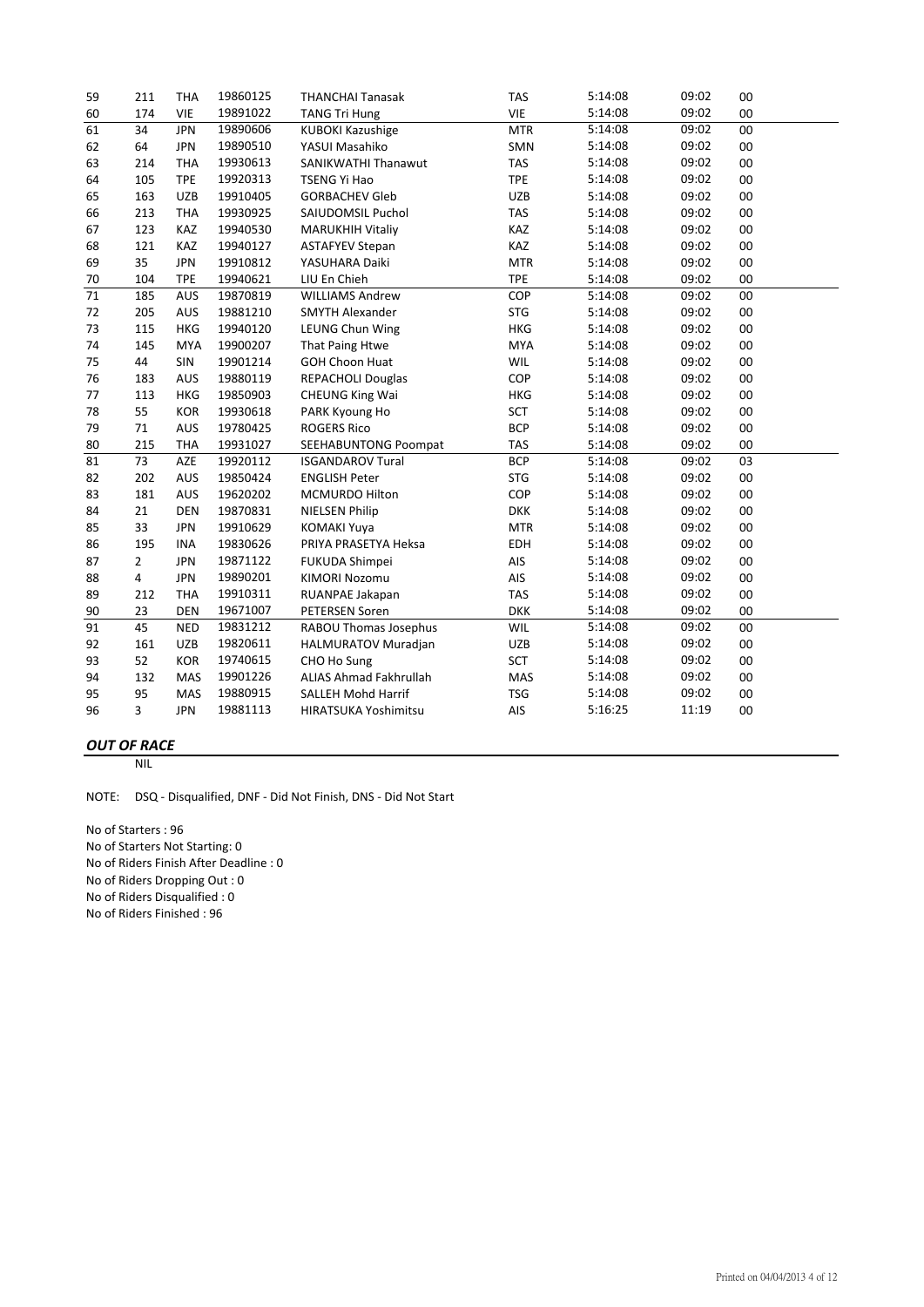| | | | | | | | | |
|---|---|---|---|---|---|---|---|---|
| 59 | 211 | THA | 19860125 | THANCHAI Tanasak | TAS | 5:14:08 | 09:02 | 00 |
| 60 | 174 | VIE | 19891022 | TANG Tri Hung | VIE | 5:14:08 | 09:02 | 00 |
| 61 | 34 | JPN | 19890606 | KUBOKI Kazushige | MTR | 5:14:08 | 09:02 | 00 |
| 62 | 64 | JPN | 19890510 | YASUI Masahiko | SMN | 5:14:08 | 09:02 | 00 |
| 63 | 214 | THA | 19930613 | SANIKWATHI Thanawut | TAS | 5:14:08 | 09:02 | 00 |
| 64 | 105 | TPE | 19920313 | TSENG Yi Hao | TPE | 5:14:08 | 09:02 | 00 |
| 65 | 163 | UZB | 19910405 | GORBACHEV Gleb | UZB | 5:14:08 | 09:02 | 00 |
| 66 | 213 | THA | 19930925 | SAIUDOMSIL Puchol | TAS | 5:14:08 | 09:02 | 00 |
| 67 | 123 | KAZ | 19940530 | MARUKHIH Vitaliy | KAZ | 5:14:08 | 09:02 | 00 |
| 68 | 121 | KAZ | 19940127 | ASTAFYEV Stepan | KAZ | 5:14:08 | 09:02 | 00 |
| 69 | 35 | JPN | 19910812 | YASUHARA Daiki | MTR | 5:14:08 | 09:02 | 00 |
| 70 | 104 | TPE | 19940621 | LIU En Chieh | TPE | 5:14:08 | 09:02 | 00 |
| 71 | 185 | AUS | 19870819 | WILLIAMS Andrew | COP | 5:14:08 | 09:02 | 00 |
| 72 | 205 | AUS | 19881210 | SMYTH Alexander | STG | 5:14:08 | 09:02 | 00 |
| 73 | 115 | HKG | 19940120 | LEUNG Chun Wing | HKG | 5:14:08 | 09:02 | 00 |
| 74 | 145 | MYA | 19900207 | That Paing Htwe | MYA | 5:14:08 | 09:02 | 00 |
| 75 | 44 | SIN | 19901214 | GOH Choon Huat | WIL | 5:14:08 | 09:02 | 00 |
| 76 | 183 | AUS | 19880119 | REPACHOLI Douglas | COP | 5:14:08 | 09:02 | 00 |
| 77 | 113 | HKG | 19850903 | CHEUNG King Wai | HKG | 5:14:08 | 09:02 | 00 |
| 78 | 55 | KOR | 19930618 | PARK Kyoung Ho | SCT | 5:14:08 | 09:02 | 00 |
| 79 | 71 | AUS | 19780425 | ROGERS Rico | BCP | 5:14:08 | 09:02 | 00 |
| 80 | 215 | THA | 19931027 | SEEHABUNTONG Poompat | TAS | 5:14:08 | 09:02 | 00 |
| 81 | 73 | AZE | 19920112 | ISGANDAROV Tural | BCP | 5:14:08 | 09:02 | 03 |
| 82 | 202 | AUS | 19850424 | ENGLISH Peter | STG | 5:14:08 | 09:02 | 00 |
| 83 | 181 | AUS | 19620202 | MCMURDO Hilton | COP | 5:14:08 | 09:02 | 00 |
| 84 | 21 | DEN | 19870831 | NIELSEN Philip | DKK | 5:14:08 | 09:02 | 00 |
| 85 | 33 | JPN | 19910629 | KOMAKI Yuya | MTR | 5:14:08 | 09:02 | 00 |
| 86 | 195 | INA | 19830626 | PRIYA PRASETYA Heksa | EDH | 5:14:08 | 09:02 | 00 |
| 87 | 2 | JPN | 19871122 | FUKUDA Shimpei | AIS | 5:14:08 | 09:02 | 00 |
| 88 | 4 | JPN | 19890201 | KIMORI Nozomu | AIS | 5:14:08 | 09:02 | 00 |
| 89 | 212 | THA | 19910311 | RUANPAE Jakapan | TAS | 5:14:08 | 09:02 | 00 |
| 90 | 23 | DEN | 19671007 | PETERSEN Soren | DKK | 5:14:08 | 09:02 | 00 |
| 91 | 45 | NED | 19831212 | RABOU Thomas Josephus | WIL | 5:14:08 | 09:02 | 00 |
| 92 | 161 | UZB | 19820611 | HALMURATOV Muradjan | UZB | 5:14:08 | 09:02 | 00 |
| 93 | 52 | KOR | 19740615 | CHO Ho Sung | SCT | 5:14:08 | 09:02 | 00 |
| 94 | 132 | MAS | 19901226 | ALIAS Ahmad Fakhrullah | MAS | 5:14:08 | 09:02 | 00 |
| 95 | 95 | MAS | 19880915 | SALLEH Mohd Harrif | TSG | 5:14:08 | 09:02 | 00 |
| 96 | 3 | JPN | 19881113 | HIRATSUKA Yoshimitsu | AIS | 5:16:25 | 11:19 | 00 |

***OUT OF RACE***

NIL

NOTE: DSQ - Disqualified, DNF - Did Not Finish, DNS - Did Not Start

No of Starters : 96
No of Starters Not Starting: 0
No of Riders Finish After Deadline : 0
No of Riders Dropping Out : 0
No of Riders Disqualified : 0
No of Riders Finished : 96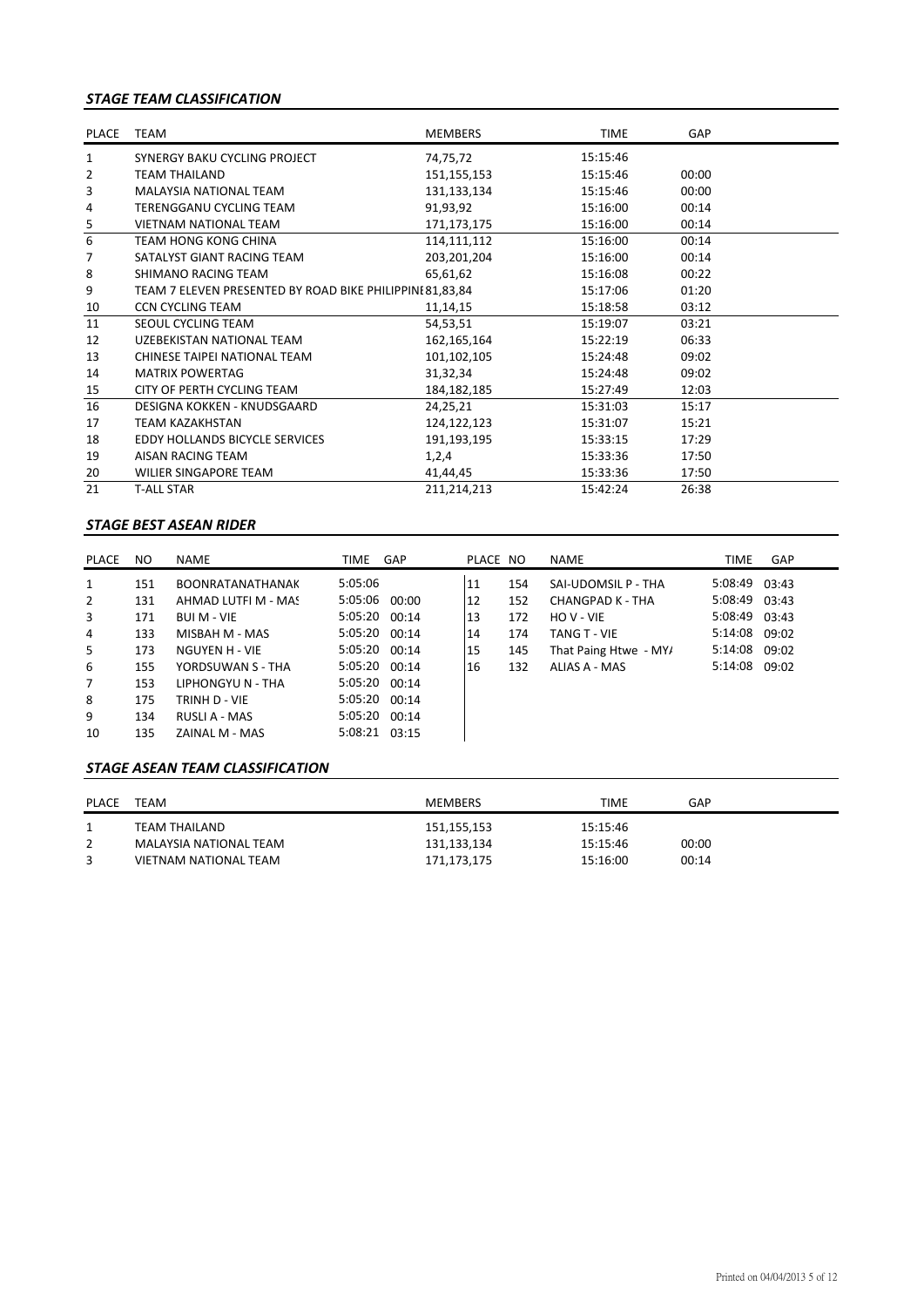### *STAGE TEAM CLASSIFICATION*

| PLACE | TEAM | MEMBERS | TIME | GAP |
|---|---|---|---|---|
| 1 | SYNERGY BAKU CYCLING PROJECT | 74,75,72 | 15:15:46 | |
| 2 | TEAM THAILAND | 151,155,153 | 15:15:46 | 00:00 |
| 3 | MALAYSIA NATIONAL TEAM | 131,133,134 | 15:15:46 | 00:00 |
| 4 | TERENGGANU CYCLING TEAM | 91,93,92 | 15:16:00 | 00:14 |
| 5 | VIETNAM NATIONAL TEAM | 171,173,175 | 15:16:00 | 00:14 |
| 6 | TEAM HONG KONG CHINA | 114,111,112 | 15:16:00 | 00:14 |
| 7 | SATALYST GIANT RACING TEAM | 203,201,204 | 15:16:00 | 00:14 |
| 8 | SHIMANO RACING TEAM | 65,61,62 | 15:16:08 | 00:22 |
| 9 | TEAM 7 ELEVEN PRESENTED BY ROAD BIKE PHILIPPINE | 81,83,84 | 15:17:06 | 01:20 |
| 10 | CCN CYCLING TEAM | 11,14,15 | 15:18:58 | 03:12 |
| 11 | SEOUL CYCLING TEAM | 54,53,51 | 15:19:07 | 03:21 |
| 12 | UZEBEKISTAN NATIONAL TEAM | 162,165,164 | 15:22:19 | 06:33 |
| 13 | CHINESE TAIPEI NATIONAL TEAM | 101,102,105 | 15:24:48 | 09:02 |
| 14 | MATRIX POWERTAG | 31,32,34 | 15:24:48 | 09:02 |
| 15 | CITY OF PERTH CYCLING TEAM | 184,182,185 | 15:27:49 | 12:03 |
| 16 | DESIGNA KOKKEN - KNUDSGAARD | 24,25,21 | 15:31:03 | 15:17 |
| 17 | TEAM KAZAKHSTAN | 124,122,123 | 15:31:07 | 15:21 |
| 18 | EDDY HOLLANDS BICYCLE SERVICES | 191,193,195 | 15:33:15 | 17:29 |
| 19 | AISAN RACING TEAM | 1,2,4 | 15:33:36 | 17:50 |
| 20 | WILIER SINGAPORE TEAM | 41,44,45 | 15:33:36 | 17:50 |
| 21 | T-ALL STAR | 211,214,213 | 15:42:24 | 26:38 |

### *STAGE BEST ASEAN RIDER*

| PLACE | NO | NAME | TIME | GAP |
|---|---|---|---|---|
| 1 | 151 | BOONRATANATHANAK | 5:05:06 | |
| 2 | 131 | AHMAD LUTFI M - MAS | 5:05:06 | 00:00 |
| 3 | 171 | BUI M - VIE | 5:05:20 | 00:14 |
| 4 | 133 | MISBAH M - MAS | 5:05:20 | 00:14 |
| 5 | 173 | NGUYEN H - VIE | 5:05:20 | 00:14 |
| 6 | 155 | YORDSUWAN S - THA | 5:05:20 | 00:14 |
| 7 | 153 | LIPHONGYU N - THA | 5:05:20 | 00:14 |
| 8 | 175 | TRINH D - VIE | 5:05:20 | 00:14 |
| 9 | 134 | RUSLI A - MAS | 5:05:20 | 00:14 |
| 10 | 135 | ZAINAL M - MAS | 5:08:21 | 03:15 |
| 11 | 154 | SAI-UDOMSIL P - THA | 5:08:49 | 03:43 |
| 12 | 152 | CHANGPAD K - THA | 5:08:49 | 03:43 |
| 13 | 172 | HO V - VIE | 5:08:49 | 03:43 |
| 14 | 174 | TANG T - VIE | 5:14:08 | 09:02 |
| 15 | 145 | That Paing Htwe - MYA | 5:14:08 | 09:02 |
| 16 | 132 | ALIAS A - MAS | 5:14:08 | 09:02 |

### *STAGE ASEAN TEAM CLASSIFICATION*

| PLACE | TEAM | MEMBERS | TIME | GAP |
|---|---|---|---|---|
| 1 | TEAM THAILAND | 151,155,153 | 15:15:46 | |
| 2 | MALAYSIA NATIONAL TEAM | 131,133,134 | 15:15:46 | 00:00 |
| 3 | VIETNAM NATIONAL TEAM | 171,173,175 | 15:16:00 | 00:14 |

Printed on 04/04/2013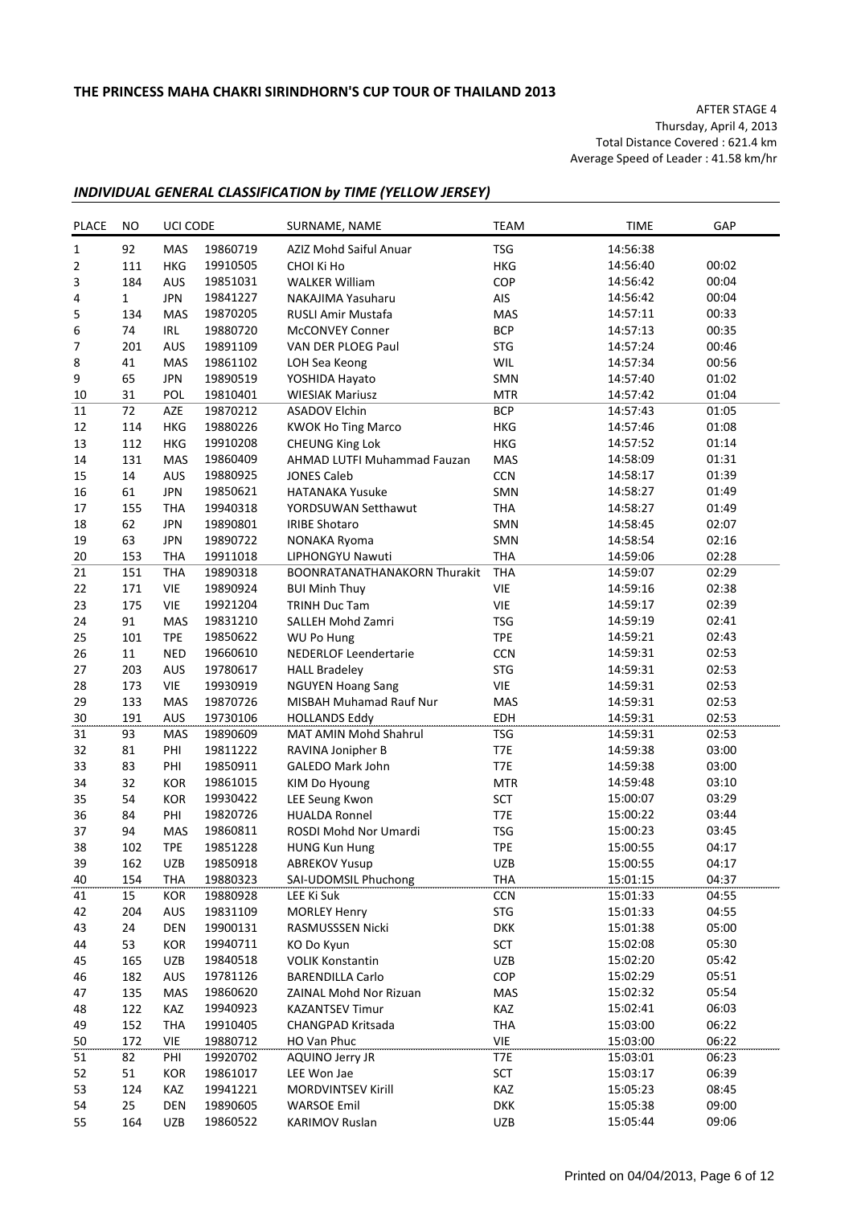**THE PRINCESS MAHA CHAKRI SIRINDHORN'S CUP TOUR OF THAILAND 2013**

AFTER STAGE 4
Thursday, April 4, 2013
Total Distance Covered : 621.4 km
Average Speed of Leader : 41.58 km/hr

## *INDIVIDUAL GENERAL CLASSIFICATION by TIME (YELLOW JERSEY)*

| PLACE | NO | UCI CODE | | SURNAME, NAME | TEAM | TIME | GAP |
|---|---|---|---|---|---|---|---|
| 1 | 92 | MAS | 19860719 | AZIZ Mohd Saiful Anuar | TSG | 14:56:38 | |
| 2 | 111 | HKG | 19910505 | CHOI Ki Ho | HKG | 14:56:40 | 00:02 |
| 3 | 184 | AUS | 19851031 | WALKER William | COP | 14:56:42 | 00:04 |
| 4 | 1 | JPN | 19841227 | NAKAJIMA Yasuharu | AIS | 14:56:42 | 00:04 |
| 5 | 134 | MAS | 19870205 | RUSLI Amir Mustafa | MAS | 14:57:11 | 00:33 |
| 6 | 74 | IRL | 19880720 | McCONVEY Conner | BCP | 14:57:13 | 00:35 |
| 7 | 201 | AUS | 19891109 | VAN DER PLOEG Paul | STG | 14:57:24 | 00:46 |
| 8 | 41 | MAS | 19861102 | LOH Sea Keong | WIL | 14:57:34 | 00:56 |
| 9 | 65 | JPN | 19890519 | YOSHIDA Hayato | SMN | 14:57:40 | 01:02 |
| 10 | 31 | POL | 19810401 | WIESIAK Mariusz | MTR | 14:57:42 | 01:04 |
| 11 | 72 | AZE | 19870212 | ASADOV Elchin | BCP | 14:57:43 | 01:05 |
| 12 | 114 | HKG | 19880226 | KWOK Ho Ting Marco | HKG | 14:57:46 | 01:08 |
| 13 | 112 | HKG | 19910208 | CHEUNG King Lok | HKG | 14:57:52 | 01:14 |
| 14 | 131 | MAS | 19860409 | AHMAD LUTFI Muhammad Fauzan | MAS | 14:58:09 | 01:31 |
| 15 | 14 | AUS | 19880925 | JONES Caleb | CCN | 14:58:17 | 01:39 |
| 16 | 61 | JPN | 19850621 | HATANAKA Yusuke | SMN | 14:58:27 | 01:49 |
| 17 | 155 | THA | 19940318 | YORDSUWAN Setthawut | THA | 14:58:27 | 01:49 |
| 18 | 62 | JPN | 19890801 | IRIBE Shotaro | SMN | 14:58:45 | 02:07 |
| 19 | 63 | JPN | 19890722 | NONAKA Ryoma | SMN | 14:58:54 | 02:16 |
| 20 | 153 | THA | 19911018 | LIPHONGYU Nawuti | THA | 14:59:06 | 02:28 |
| 21 | 151 | THA | 19890318 | BOONRATANATHANAKORN Thurakit | THA | 14:59:07 | 02:29 |
| 22 | 171 | VIE | 19890924 | BUI Minh Thuy | VIE | 14:59:16 | 02:38 |
| 23 | 175 | VIE | 19921204 | TRINH Duc Tam | VIE | 14:59:17 | 02:39 |
| 24 | 91 | MAS | 19831210 | SALLEH Mohd Zamri | TSG | 14:59:19 | 02:41 |
| 25 | 101 | TPE | 19850622 | WU Po Hung | TPE | 14:59:21 | 02:43 |
| 26 | 11 | NED | 19660610 | NEDERLOF Leendertarie | CCN | 14:59:31 | 02:53 |
| 27 | 203 | AUS | 19780617 | HALL Bradeley | STG | 14:59:31 | 02:53 |
| 28 | 173 | VIE | 19930919 | NGUYEN Hoang Sang | VIE | 14:59:31 | 02:53 |
| 29 | 133 | MAS | 19870726 | MISBAH Muhamad Rauf Nur | MAS | 14:59:31 | 02:53 |
| 30 | 191 | AUS | 19730106 | HOLLANDS Eddy | EDH | 14:59:31 | 02:53 |
| 31 | 93 | MAS | 19890609 | MAT AMIN Mohd Shahrul | TSG | 14:59:31 | 02:53 |
| 32 | 81 | PHI | 19811222 | RAVINA Jonipher B | T7E | 14:59:38 | 03:00 |
| 33 | 83 | PHI | 19850911 | GALEDO Mark John | T7E | 14:59:38 | 03:00 |
| 34 | 32 | KOR | 19861015 | KIM Do Hyoung | MTR | 14:59:48 | 03:10 |
| 35 | 54 | KOR | 19930422 | LEE Seung Kwon | SCT | 15:00:07 | 03:29 |
| 36 | 84 | PHI | 19820726 | HUALDA Ronnel | T7E | 15:00:22 | 03:44 |
| 37 | 94 | MAS | 19860811 | ROSDI Mohd Nor Umardi | TSG | 15:00:23 | 03:45 |
| 38 | 102 | TPE | 19851228 | HUNG Kun Hung | TPE | 15:00:55 | 04:17 |
| 39 | 162 | UZB | 19850918 | ABREKOV Yusup | UZB | 15:00:55 | 04:17 |
| 40 | 154 | THA | 19880323 | SAI-UDOMSIL Phuchong | THA | 15:01:15 | 04:37 |
| 41 | 15 | KOR | 19880928 | LEE Ki Suk | CCN | 15:01:33 | 04:55 |
| 42 | 204 | AUS | 19831109 | MORLEY Henry | STG | 15:01:33 | 04:55 |
| 43 | 24 | DEN | 19900131 | RASMUSSSEN Nicki | DKK | 15:01:38 | 05:00 |
| 44 | 53 | KOR | 19940711 | KO Do Kyun | SCT | 15:02:08 | 05:30 |
| 45 | 165 | UZB | 19840518 | VOLIK Konstantin | UZB | 15:02:20 | 05:42 |
| 46 | 182 | AUS | 19781126 | BARENDILLA Carlo | COP | 15:02:29 | 05:51 |
| 47 | 135 | MAS | 19860620 | ZAINAL Mohd Nor Rizuan | MAS | 15:02:32 | 05:54 |
| 48 | 122 | KAZ | 19940923 | KAZANTSEV Timur | KAZ | 15:02:41 | 06:03 |
| 49 | 152 | THA | 19910405 | CHANGPAD Kritsada | THA | 15:03:00 | 06:22 |
| 50 | 172 | VIE | 19880712 | HO Van Phuc | VIE | 15:03:00 | 06:22 |
| 51 | 82 | PHI | 19920702 | AQUINO Jerry JR | T7E | 15:03:01 | 06:23 |
| 52 | 51 | KOR | 19861017 | LEE Won Jae | SCT | 15:03:17 | 06:39 |
| 53 | 124 | KAZ | 19941221 | MORDVINTSEV Kirill | KAZ | 15:05:23 | 08:45 |
| 54 | 25 | DEN | 19890605 | WARSOE Emil | DKK | 15:05:38 | 09:00 |
| 55 | 164 | UZB | 19860522 | KARIMOV Ruslan | UZB | 15:05:44 | 09:06 |

Printed on 04/04/2013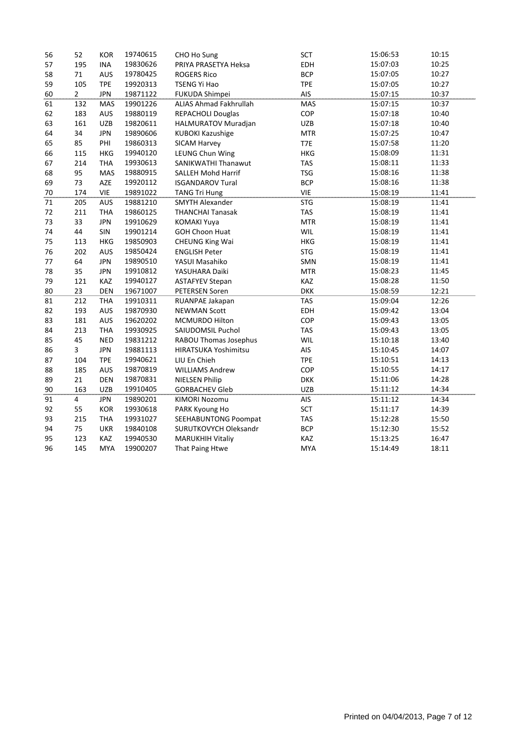| | | | | | | | |
|---|---|---|---|---|---|---|---|
| 56 | 52 | KOR | 19740615 | CHO Ho Sung | SCT | 15:06:53 | 10:15 |
| 57 | 195 | INA | 19830626 | PRIYA PRASETYA Heksa | EDH | 15:07:03 | 10:25 |
| 58 | 71 | AUS | 19780425 | ROGERS Rico | BCP | 15:07:05 | 10:27 |
| 59 | 105 | TPE | 19920313 | TSENG Yi Hao | TPE | 15:07:05 | 10:27 |
| 60 | 2 | JPN | 19871122 | FUKUDA Shimpei | AIS | 15:07:15 | 10:37 |
| 61 | 132 | MAS | 19901226 | ALIAS Ahmad Fakhrullah | MAS | 15:07:15 | 10:37 |
| 62 | 183 | AUS | 19880119 | REPACHOLI Douglas | COP | 15:07:18 | 10:40 |
| 63 | 161 | UZB | 19820611 | HALMURATOV Muradjan | UZB | 15:07:18 | 10:40 |
| 64 | 34 | JPN | 19890606 | KUBOKI Kazushige | MTR | 15:07:25 | 10:47 |
| 65 | 85 | PHI | 19860313 | SICAM Harvey | T7E | 15:07:58 | 11:20 |
| 66 | 115 | HKG | 19940120 | LEUNG Chun Wing | HKG | 15:08:09 | 11:31 |
| 67 | 214 | THA | 19930613 | SANIKWATHI Thanawut | TAS | 15:08:11 | 11:33 |
| 68 | 95 | MAS | 19880915 | SALLEH Mohd Harrif | TSG | 15:08:16 | 11:38 |
| 69 | 73 | AZE | 19920112 | ISGANDAROV Tural | BCP | 15:08:16 | 11:38 |
| 70 | 174 | VIE | 19891022 | TANG Tri Hung | VIE | 15:08:19 | 11:41 |
| 71 | 205 | AUS | 19881210 | SMYTH Alexander | STG | 15:08:19 | 11:41 |
| 72 | 211 | THA | 19860125 | THANCHAI Tanasak | TAS | 15:08:19 | 11:41 |
| 73 | 33 | JPN | 19910629 | KOMAKI Yuya | MTR | 15:08:19 | 11:41 |
| 74 | 44 | SIN | 19901214 | GOH Choon Huat | WIL | 15:08:19 | 11:41 |
| 75 | 113 | HKG | 19850903 | CHEUNG King Wai | HKG | 15:08:19 | 11:41 |
| 76 | 202 | AUS | 19850424 | ENGLISH Peter | STG | 15:08:19 | 11:41 |
| 77 | 64 | JPN | 19890510 | YASUI Masahiko | SMN | 15:08:19 | 11:41 |
| 78 | 35 | JPN | 19910812 | YASUHARA Daiki | MTR | 15:08:23 | 11:45 |
| 79 | 121 | KAZ | 19940127 | ASTAFYEV Stepan | KAZ | 15:08:28 | 11:50 |
| 80 | 23 | DEN | 19671007 | PETERSEN Soren | DKK | 15:08:59 | 12:21 |
| 81 | 212 | THA | 19910311 | RUANPAE Jakapan | TAS | 15:09:04 | 12:26 |
| 82 | 193 | AUS | 19870930 | NEWMAN Scott | EDH | 15:09:42 | 13:04 |
| 83 | 181 | AUS | 19620202 | MCMURDO Hilton | COP | 15:09:43 | 13:05 |
| 84 | 213 | THA | 19930925 | SAIUDOMSIL Puchol | TAS | 15:09:43 | 13:05 |
| 85 | 45 | NED | 19831212 | RABOU Thomas Josephus | WIL | 15:10:18 | 13:40 |
| 86 | 3 | JPN | 19881113 | HIRATSUKA Yoshimitsu | AIS | 15:10:45 | 14:07 |
| 87 | 104 | TPE | 19940621 | LIU En Chieh | TPE | 15:10:51 | 14:13 |
| 88 | 185 | AUS | 19870819 | WILLIAMS Andrew | COP | 15:10:55 | 14:17 |
| 89 | 21 | DEN | 19870831 | NIELSEN Philip | DKK | 15:11:06 | 14:28 |
| 90 | 163 | UZB | 19910405 | GORBACHEV Gleb | UZB | 15:11:12 | 14:34 |
| 91 | 4 | JPN | 19890201 | KIMORI Nozomu | AIS | 15:11:12 | 14:34 |
| 92 | 55 | KOR | 19930618 | PARK Kyoung Ho | SCT | 15:11:17 | 14:39 |
| 93 | 215 | THA | 19931027 | SEEHABUNTONG Poompat | TAS | 15:12:28 | 15:50 |
| 94 | 75 | UKR | 19840108 | SURUTKOVYCH Oleksandr | BCP | 15:12:30 | 15:52 |
| 95 | 123 | KAZ | 19940530 | MARUKHIH Vitaliy | KAZ | 15:13:25 | 16:47 |
| 96 | 145 | MYA | 19900207 | That Paing Htwe | MYA | 15:14:49 | 18:11 |

Printed on 04/04/2013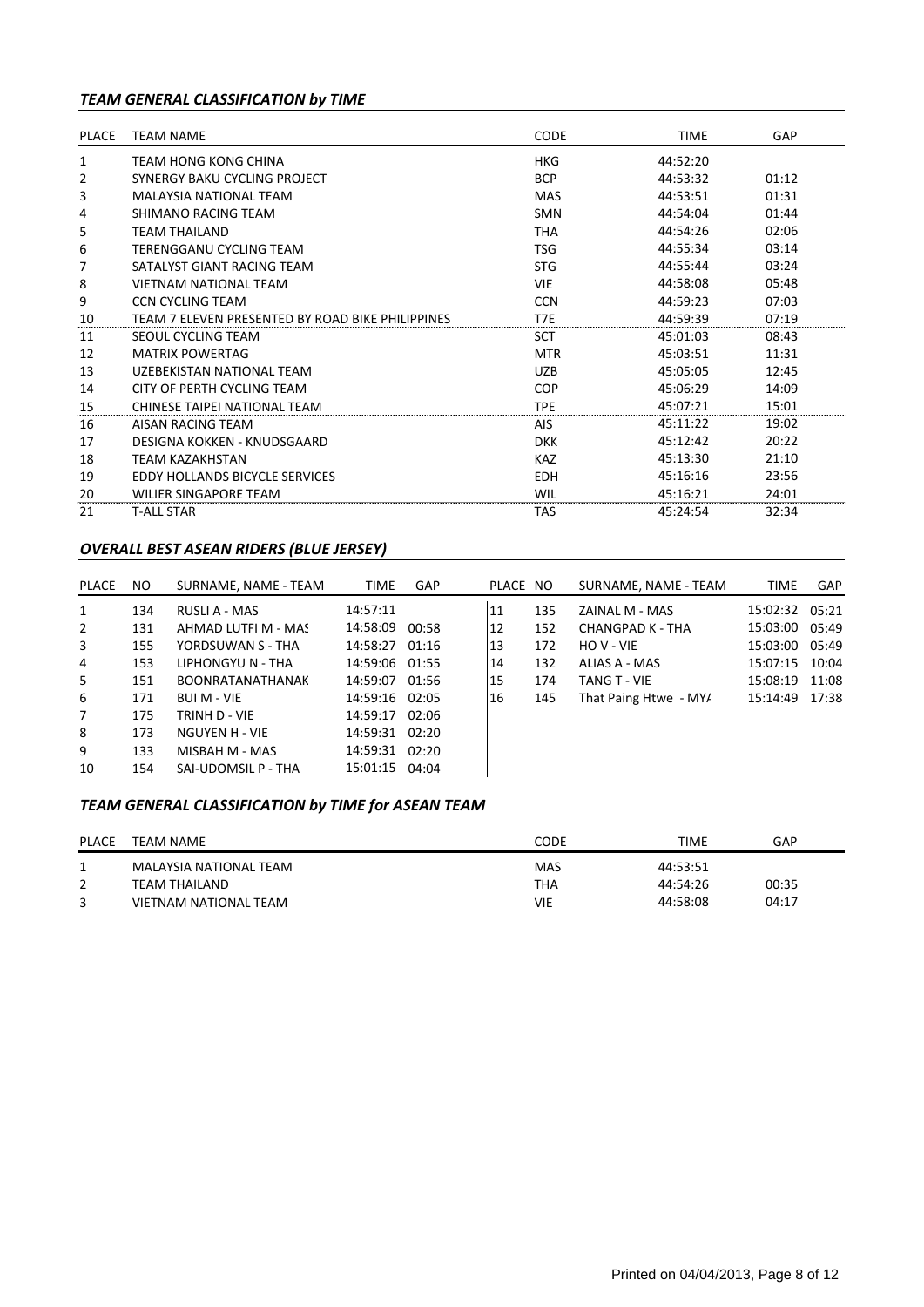### *TEAM GENERAL CLASSIFICATION by TIME*

| PLACE | TEAM NAME | CODE | TIME | GAP |
|---|---|---|---|---|
| 1 | TEAM HONG KONG CHINA | HKG | 44:52:20 | |
| 2 | SYNERGY BAKU CYCLING PROJECT | BCP | 44:53:32 | 01:12 |
| 3 | MALAYSIA NATIONAL TEAM | MAS | 44:53:51 | 01:31 |
| 4 | SHIMANO RACING TEAM | SMN | 44:54:04 | 01:44 |
| 5 | TEAM THAILAND | THA | 44:54:26 | 02:06 |
| 6 | TERENGGANU CYCLING TEAM | TSG | 44:55:34 | 03:14 |
| 7 | SATALYST GIANT RACING TEAM | STG | 44:55:44 | 03:24 |
| 8 | VIETNAM NATIONAL TEAM | VIE | 44:58:08 | 05:48 |
| 9 | CCN CYCLING TEAM | CCN | 44:59:23 | 07:03 |
| 10 | TEAM 7 ELEVEN PRESENTED BY ROAD BIKE PHILIPPINES | T7E | 44:59:39 | 07:19 |
| 11 | SEOUL CYCLING TEAM | SCT | 45:01:03 | 08:43 |
| 12 | MATRIX POWERTAG | MTR | 45:03:51 | 11:31 |
| 13 | UZEBEKISTAN NATIONAL TEAM | UZB | 45:05:05 | 12:45 |
| 14 | CITY OF PERTH CYCLING TEAM | COP | 45:06:29 | 14:09 |
| 15 | CHINESE TAIPEI NATIONAL TEAM | TPE | 45:07:21 | 15:01 |
| 16 | AISAN RACING TEAM | AIS | 45:11:22 | 19:02 |
| 17 | DESIGNA KOKKEN - KNUDSGAARD | DKK | 45:12:42 | 20:22 |
| 18 | TEAM KAZAKHSTAN | KAZ | 45:13:30 | 21:10 |
| 19 | EDDY HOLLANDS BICYCLE SERVICES | EDH | 45:16:16 | 23:56 |
| 20 | WILIER SINGAPORE TEAM | WIL | 45:16:21 | 24:01 |
| 21 | T-ALL STAR | TAS | 45:24:54 | 32:34 |

### *OVERALL BEST ASEAN RIDERS (BLUE JERSEY)*

| PLACE | NO | SURNAME, NAME - TEAM | TIME | GAP |
|---|---|---|---|---|
| 1 | 134 | RUSLI A - MAS | 14:57:11 | |
| 2 | 131 | AHMAD LUTFI M - MAS | 14:58:09 | 00:58 |
| 3 | 155 | YORDSUWAN S - THA | 14:58:27 | 01:16 |
| 4 | 153 | LIPHONGYU N - THA | 14:59:06 | 01:55 |
| 5 | 151 | BOONRATANATHANAK | 14:59:07 | 01:56 |
| 6 | 171 | BUI M - VIE | 14:59:16 | 02:05 |
| 7 | 175 | TRINH D - VIE | 14:59:17 | 02:06 |
| 8 | 173 | NGUYEN H - VIE | 14:59:31 | 02:20 |
| 9 | 133 | MISBAH M - MAS | 14:59:31 | 02:20 |
| 10 | 154 | SAI-UDOMSIL P - THA | 15:01:15 | 04:04 |
| 11 | 135 | ZAINAL M - MAS | 15:02:32 | 05:21 |
| 12 | 152 | CHANGPAD K - THA | 15:03:00 | 05:49 |
| 13 | 172 | HO V - VIE | 15:03:00 | 05:49 |
| 14 | 132 | ALIAS A - MAS | 15:07:15 | 10:04 |
| 15 | 174 | TANG T - VIE | 15:08:19 | 11:08 |
| 16 | 145 | That Paing Htwe - MYA | 15:14:49 | 17:38 |

### *TEAM GENERAL CLASSIFICATION by TIME for ASEAN TEAM*

| PLACE | TEAM NAME | CODE | TIME | GAP |
|---|---|---|---|---|
| 1 | MALAYSIA NATIONAL TEAM | MAS | 44:53:51 | |
| 2 | TEAM THAILAND | THA | 44:54:26 | 00:35 |
| 3 | VIETNAM NATIONAL TEAM | VIE | 44:58:08 | 04:17 |

Printed on 04/04/2013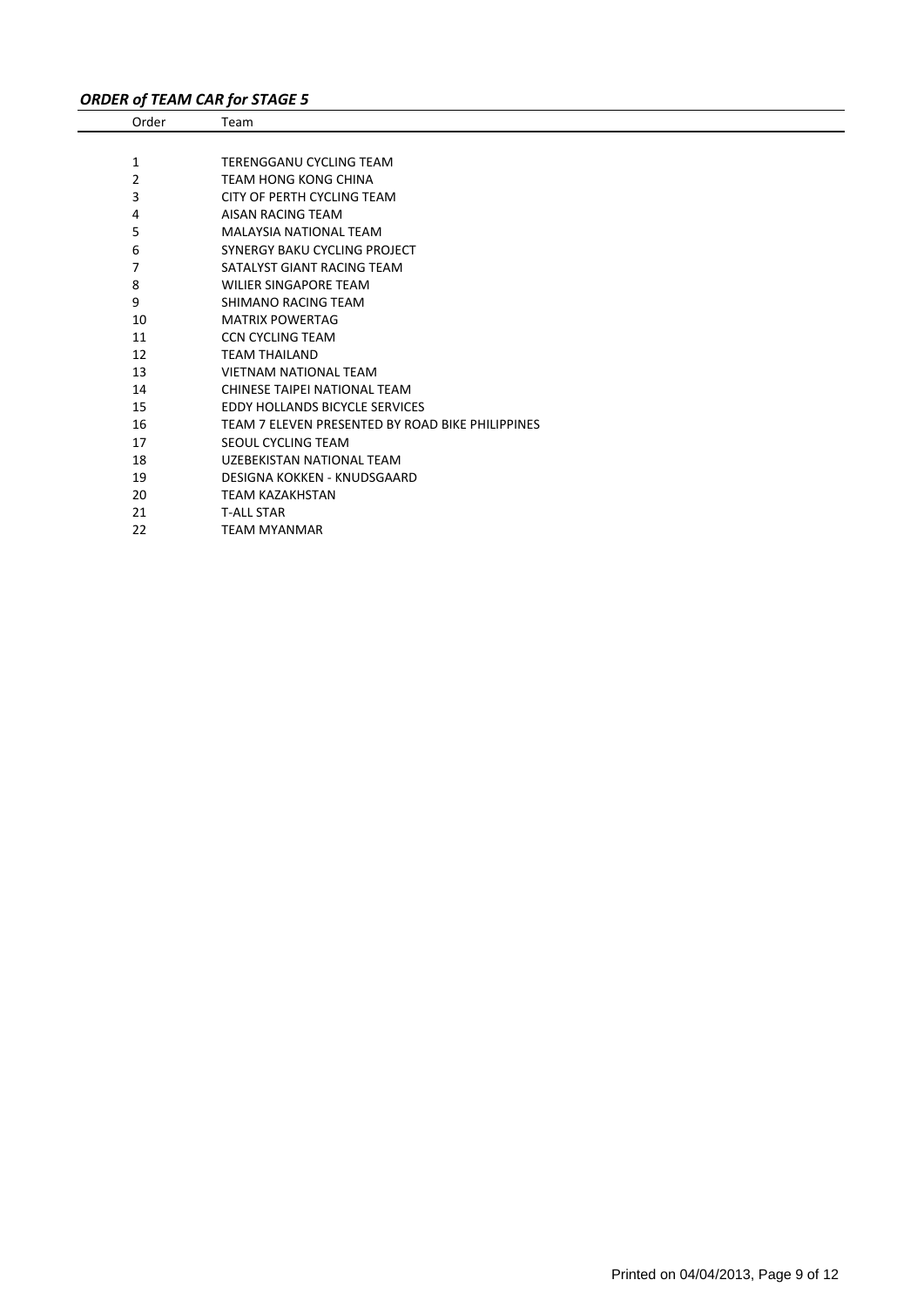### *ORDER of TEAM CAR for STAGE 5*

| Order | Team |
|---|---|
| 1 | TERENGGANU CYCLING TEAM |
| 2 | TEAM HONG KONG CHINA |
| 3 | CITY OF PERTH CYCLING TEAM |
| 4 | AISAN RACING TEAM |
| 5 | MALAYSIA NATIONAL TEAM |
| 6 | SYNERGY BAKU CYCLING PROJECT |
| 7 | SATALYST GIANT RACING TEAM |
| 8 | WILIER SINGAPORE TEAM |
| 9 | SHIMANO RACING TEAM |
| 10 | MATRIX POWERTAG |
| 11 | CCN CYCLING TEAM |
| 12 | TEAM THAILAND |
| 13 | VIETNAM NATIONAL TEAM |
| 14 | CHINESE TAIPEI NATIONAL TEAM |
| 15 | EDDY HOLLANDS BICYCLE SERVICES |
| 16 | TEAM 7 ELEVEN PRESENTED BY ROAD BIKE PHILIPPINES |
| 17 | SEOUL CYCLING TEAM |
| 18 | UZEBEKISTAN NATIONAL TEAM |
| 19 | DESIGNA KOKKEN - KNUDSGAARD |
| 20 | TEAM KAZAKHSTAN |
| 21 | T-ALL STAR |
| 22 | TEAM MYANMAR |

Printed on 04/04/2013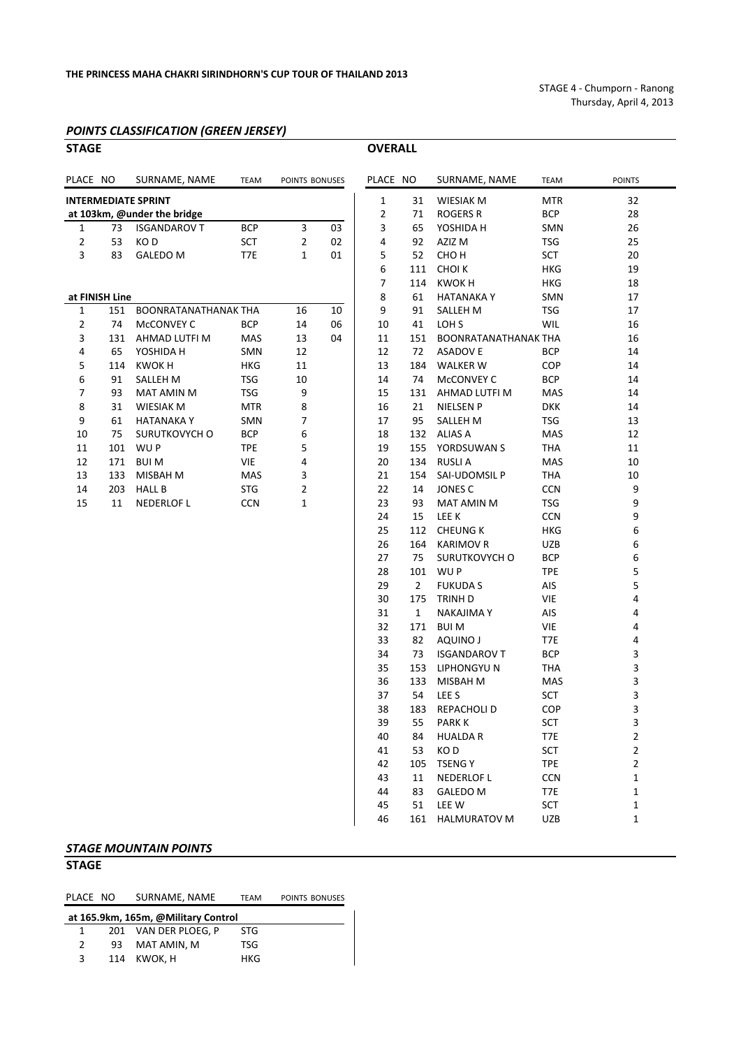**THE PRINCESS MAHA CHAKRI SIRINDHORN'S CUP TOUR OF THAILAND 2013**

STAGE 4 - Chumporn - Ranong
Thursday, April 4, 2013

## *POINTS CLASSIFICATION (GREEN JERSEY)*

### STAGE

| PLACE | NO | SURNAME, NAME | TEAM | POINTS | BONUSES |
|---|---|---|---|---|---|
| **INTERMEDIATE SPRINT** | | | | | |
| **at 103km, @under the bridge** | | | | | |
| 1 | 73 | ISGANDAROV T | BCP | 3 | 03 |
| 2 | 53 | KO D | SCT | 2 | 02 |
| 3 | 83 | GALEDO M | T7E | 1 | 01 |
| **at FINISH Line** | | | | | |
| 1 | 151 | BOONRATANATHANAK | THA | 16 | 10 |
| 2 | 74 | McCONVEY C | BCP | 14 | 06 |
| 3 | 131 | AHMAD LUTFI M | MAS | 13 | 04 |
| 4 | 65 | YOSHIDA H | SMN | 12 | |
| 5 | 114 | KWOK H | HKG | 11 | |
| 6 | 91 | SALLEH M | TSG | 10 | |
| 7 | 93 | MAT AMIN M | TSG | 9 | |
| 8 | 31 | WIESIAK M | MTR | 8 | |
| 9 | 61 | HATANAKA Y | SMN | 7 | |
| 10 | 75 | SURUTKOVYCH O | BCP | 6 | |
| 11 | 101 | WU P | TPE | 5 | |
| 12 | 171 | BUI M | VIE | 4 | |
| 13 | 133 | MISBAH M | MAS | 3 | |
| 14 | 203 | HALL B | STG | 2 | |
| 15 | 11 | NEDERLOF L | CCN | 1 | |

### OVERALL

| PLACE | NO | SURNAME, NAME | TEAM | POINTS |
|---|---|---|---|---|
| 1 | 31 | WIESIAK M | MTR | 32 |
| 2 | 71 | ROGERS R | BCP | 28 |
| 3 | 65 | YOSHIDA H | SMN | 26 |
| 4 | 92 | AZIZ M | TSG | 25 |
| 5 | 52 | CHO H | SCT | 20 |
| 6 | 111 | CHOI K | HKG | 19 |
| 7 | 114 | KWOK H | HKG | 18 |
| 8 | 61 | HATANAKA Y | SMN | 17 |
| 9 | 91 | SALLEH M | TSG | 17 |
| 10 | 41 | LOH S | WIL | 16 |
| 11 | 151 | BOONRATANATHANAK | THA | 16 |
| 12 | 72 | ASADOV E | BCP | 14 |
| 13 | 184 | WALKER W | COP | 14 |
| 14 | 74 | McCONVEY C | BCP | 14 |
| 15 | 131 | AHMAD LUTFI M | MAS | 14 |
| 16 | 21 | NIELSEN P | DKK | 14 |
| 17 | 95 | SALLEH M | TSG | 13 |
| 18 | 132 | ALIAS A | MAS | 12 |
| 19 | 155 | YORDSUWAN S | THA | 11 |
| 20 | 134 | RUSLI A | MAS | 10 |
| 21 | 154 | SAI-UDOMSIL P | THA | 10 |
| 22 | 14 | JONES C | CCN | 9 |
| 23 | 93 | MAT AMIN M | TSG | 9 |
| 24 | 15 | LEE K | CCN | 9 |
| 25 | 112 | CHEUNG K | HKG | 6 |
| 26 | 164 | KARIMOV R | UZB | 6 |
| 27 | 75 | SURUTKOVYCH O | BCP | 6 |
| 28 | 101 | WU P | TPE | 5 |
| 29 | 2 | FUKUDA S | AIS | 5 |
| 30 | 175 | TRINH D | VIE | 4 |
| 31 | 1 | NAKAJIMA Y | AIS | 4 |
| 32 | 171 | BUI M | VIE | 4 |
| 33 | 82 | AQUINO J | T7E | 4 |
| 34 | 73 | ISGANDAROV T | BCP | 3 |
| 35 | 153 | LIPHONGYU N | THA | 3 |
| 36 | 133 | MISBAH M | MAS | 3 |
| 37 | 54 | LEE S | SCT | 3 |
| 38 | 183 | REPACHOLI D | COP | 3 |
| 39 | 55 | PARK K | SCT | 3 |
| 40 | 84 | HUALDA R | T7E | 2 |
| 41 | 53 | KO D | SCT | 2 |
| 42 | 105 | TSENG Y | TPE | 2 |
| 43 | 11 | NEDERLOF L | CCN | 1 |
| 44 | 83 | GALEDO M | T7E | 1 |
| 45 | 51 | LEE W | SCT | 1 |
| 46 | 161 | HALMURATOV M | UZB | 1 |

## *STAGE MOUNTAIN POINTS*

### STAGE

| PLACE | NO | SURNAME, NAME | TEAM | POINTS | BONUSES |
|---|---|---|---|---|---|
| **at 165.9km, 165m, @Military Control** | | | | | |
| 1 | 201 | VAN DER PLOEG, P | STG | | |
| 2 | 93 | MAT AMIN, M | TSG | | |
| 3 | 114 | KWOK, H | HKG | | |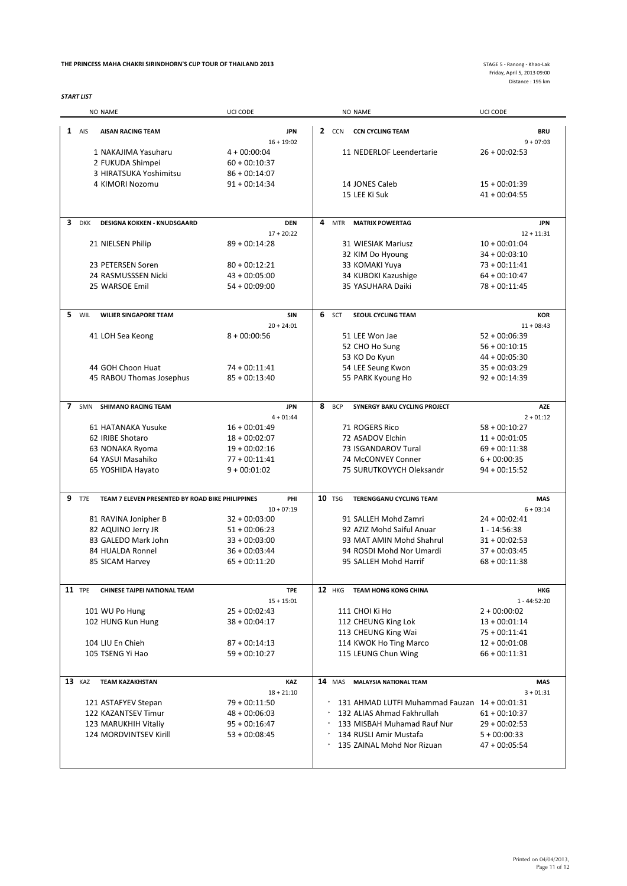**THE PRINCESS MAHA CHAKRI SIRINDHORN'S CUP TOUR OF THAILAND 2013**

STAGE 5 - Ranong - Khao-Lak
Friday, April 5, 2013 09:00
Distance : 195 km

***START LIST***

**1 AIS AISAN RACING TEAM** — JPN — 16 + 19:02

| NO | NAME | UCI CODE |
|---|---|---|
| 1 | NAKAJIMA Yasuharu | 4 + 00:00:04 |
| 2 | FUKUDA Shimpei | 60 + 00:10:37 |
| 3 | HIRATSUKA Yoshimitsu | 86 + 00:14:07 |
| 4 | KIMORI Nozomu | 91 + 00:14:34 |

**2 CCN CCN CYCLING TEAM** — BRU — 9 + 07:03

| NO | NAME | UCI CODE |
|---|---|---|
| 11 | NEDERLOF Leendertarie | 26 + 00:02:53 |
| 14 | JONES Caleb | 15 + 00:01:39 |
| 15 | LEE Ki Suk | 41 + 00:04:55 |

**3 DKK DESIGNA KOKKEN - KNUDSGAARD** — DEN — 17 + 20:22

| NO | NAME | UCI CODE |
|---|---|---|
| 21 | NIELSEN Philip | 89 + 00:14:28 |
| 23 | PETERSEN Soren | 80 + 00:12:21 |
| 24 | RASMUSSSEN Nicki | 43 + 00:05:00 |
| 25 | WARSOE Emil | 54 + 00:09:00 |

**4 MTR MATRIX POWERTAG** — JPN — 12 + 11:31

| NO | NAME | UCI CODE |
|---|---|---|
| 31 | WIESIAK Mariusz | 10 + 00:01:04 |
| 32 | KIM Do Hyoung | 34 + 00:03:10 |
| 33 | KOMAKI Yuya | 73 + 00:11:41 |
| 34 | KUBOKI Kazushige | 64 + 00:10:47 |
| 35 | YASUHARA Daiki | 78 + 00:11:45 |

**5 WIL WILIER SINGAPORE TEAM** — SIN — 20 + 24:01

| NO | NAME | UCI CODE |
|---|---|---|
| 41 | LOH Sea Keong | 8 + 00:00:56 |
| 44 | GOH Choon Huat | 74 + 00:11:41 |
| 45 | RABOU Thomas Josephus | 85 + 00:13:40 |

**6 SCT SEOUL CYCLING TEAM** — KOR — 11 + 08:43

| NO | NAME | UCI CODE |
|---|---|---|
| 51 | LEE Won Jae | 52 + 00:06:39 |
| 52 | CHO Ho Sung | 56 + 00:10:15 |
| 53 | KO Do Kyun | 44 + 00:05:30 |
| 54 | LEE Seung Kwon | 35 + 00:03:29 |
| 55 | PARK Kyoung Ho | 92 + 00:14:39 |

**7 SMN SHIMANO RACING TEAM** — JPN — 4 + 01:44

| NO | NAME | UCI CODE |
|---|---|---|
| 61 | HATANAKA Yusuke | 16 + 00:01:49 |
| 62 | IRIBE Shotaro | 18 + 00:02:07 |
| 63 | NONAKA Ryoma | 19 + 00:02:16 |
| 64 | YASUI Masahiko | 77 + 00:11:41 |
| 65 | YOSHIDA Hayato | 9 + 00:01:02 |

**8 BCP SYNERGY BAKU CYCLING PROJECT** — AZE — 2 + 01:12

| NO | NAME | UCI CODE |
|---|---|---|
| 71 | ROGERS Rico | 58 + 00:10:27 |
| 72 | ASADOV Elchin | 11 + 00:01:05 |
| 73 | ISGANDAROV Tural | 69 + 00:11:38 |
| 74 | McCONVEY Conner | 6 + 00:00:35 |
| 75 | SURUTKOVYCH Oleksandr | 94 + 00:15:52 |

**9 T7E TEAM 7 ELEVEN PRESENTED BY ROAD BIKE PHILIPPINES** — PHI — 10 + 07:19

| NO | NAME | UCI CODE |
|---|---|---|
| 81 | RAVINA Jonipher B | 32 + 00:03:00 |
| 82 | AQUINO Jerry JR | 51 + 00:06:23 |
| 83 | GALEDO Mark John | 33 + 00:03:00 |
| 84 | HUALDA Ronnel | 36 + 00:03:44 |
| 85 | SICAM Harvey | 65 + 00:11:20 |

**10 TSG TERENGGANU CYCLING TEAM** — MAS — 6 + 03:14

| NO | NAME | UCI CODE |
|---|---|---|
| 91 | SALLEH Mohd Zamri | 24 + 00:02:41 |
| 92 | AZIZ Mohd Saiful Anuar | 1 - 14:56:38 |
| 93 | MAT AMIN Mohd Shahrul | 31 + 00:02:53 |
| 94 | ROSDI Mohd Nor Umardi | 37 + 00:03:45 |
| 95 | SALLEH Mohd Harrif | 68 + 00:11:38 |

**11 TPE CHINESE TAIPEI NATIONAL TEAM** — TPE — 15 + 15:01

| NO | NAME | UCI CODE |
|---|---|---|
| 101 | WU Po Hung | 25 + 00:02:43 |
| 102 | HUNG Kun Hung | 38 + 00:04:17 |
| 104 | LIU En Chieh | 87 + 00:14:13 |
| 105 | TSENG Yi Hao | 59 + 00:10:27 |

**12 HKG TEAM HONG KONG CHINA** — HKG — 1 - 44:52:20

| NO | NAME | UCI CODE |
|---|---|---|
| 111 | CHOI Ki Ho | 2 + 00:00:02 |
| 112 | CHEUNG King Lok | 13 + 00:01:14 |
| 113 | CHEUNG King Wai | 75 + 00:11:41 |
| 114 | KWOK Ho Ting Marco | 12 + 00:01:08 |
| 115 | LEUNG Chun Wing | 66 + 00:11:31 |

**13 KAZ TEAM KAZAKHSTAN** — KAZ — 18 + 21:10

| NO | NAME | UCI CODE |
|---|---|---|
| 121 | ASTAFYEV Stepan | 79 + 00:11:50 |
| 122 | KAZANTSEV Timur | 48 + 00:06:03 |
| 123 | MARUKHIH Vitaliy | 95 + 00:16:47 |
| 124 | MORDVINTSEV Kirill | 53 + 00:08:45 |

**14 MAS MALAYSIA NATIONAL TEAM** — MAS — 3 + 01:31

| NO | NAME | UCI CODE |
|---|---|---|
| * 131 | AHMAD LUTFI Muhammad Fauzan | 14 + 00:01:31 |
| * 132 | ALIAS Ahmad Fakhrullah | 61 + 00:10:37 |
| * 133 | MISBAH Muhamad Rauf Nur | 29 + 00:02:53 |
| * 134 | RUSLI Amir Mustafa | 5 + 00:00:33 |
| * 135 | ZAINAL Mohd Nor Rizuan | 47 + 00:05:54 |

Printed on 04/04/2013,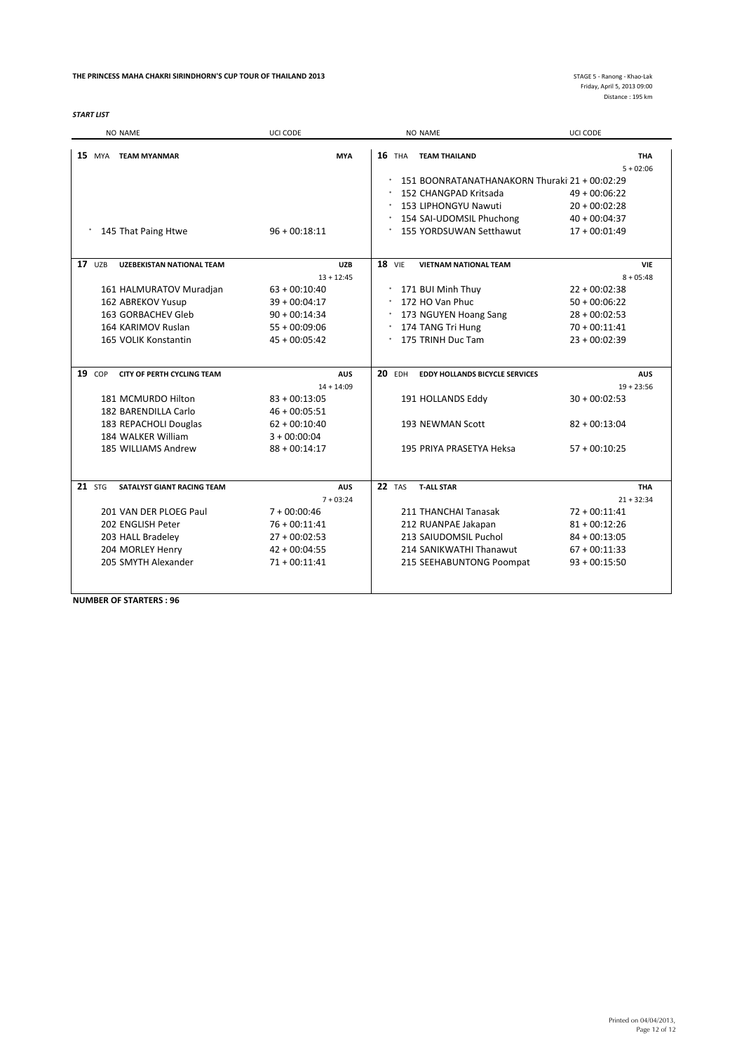**THE PRINCESS MAHA CHAKRI SIRINDHORN'S CUP TOUR OF THAILAND 2013**

STAGE 5 - Ranong - Khao-Lak
Friday, April 5, 2013 09:00
Distance : 195 km

***START LIST***

| NO NAME | UCI CODE | NO NAME | UCI CODE |
|---|---|---|---|
| **15** MYA **TEAM MYANMAR** | **MYA** | **16** THA **TEAM THAILAND** | **THA** |
| | | | 5 + 02:06 |
| | | * 151 BOONRATANATHANAKORN Thuraki | 21 + 00:02:29 |
| | | * 152 CHANGPAD Kritsada | 49 + 00:06:22 |
| | | * 153 LIPHONGYU Nawuti | 20 + 00:02:28 |
| | | * 154 SAI-UDOMSIL Phuchong | 40 + 00:04:37 |
| * 145 That Paing Htwe | 96 + 00:18:11 | * 155 YORDSUWAN Setthawut | 17 + 00:01:49 |
| **17** UZB **UZEBEKISTAN NATIONAL TEAM** | **UZB** | **18** VIE **VIETNAM NATIONAL TEAM** | **VIE** |
| | 13 + 12:45 | | 8 + 05:48 |
| 161 HALMURATOV Muradjan | 63 + 00:10:40 | * 171 BUI Minh Thuy | 22 + 00:02:38 |
| 162 ABREKOV Yusup | 39 + 00:04:17 | * 172 HO Van Phuc | 50 + 00:06:22 |
| 163 GORBACHEV Gleb | 90 + 00:14:34 | * 173 NGUYEN Hoang Sang | 28 + 00:02:53 |
| 164 KARIMOV Ruslan | 55 + 00:09:06 | * 174 TANG Tri Hung | 70 + 00:11:41 |
| 165 VOLIK Konstantin | 45 + 00:05:42 | * 175 TRINH Duc Tam | 23 + 00:02:39 |
| **19** COP **CITY OF PERTH CYCLING TEAM** | **AUS** | **20** EDH **EDDY HOLLANDS BICYCLE SERVICES** | **AUS** |
| | 14 + 14:09 | | 19 + 23:56 |
| 181 MCMURDO Hilton | 83 + 00:13:05 | 191 HOLLANDS Eddy | 30 + 00:02:53 |
| 182 BARENDILLA Carlo | 46 + 00:05:51 | | |
| 183 REPACHOLI Douglas | 62 + 00:10:40 | 193 NEWMAN Scott | 82 + 00:13:04 |
| 184 WALKER William | 3 + 00:00:04 | | |
| 185 WILLIAMS Andrew | 88 + 00:14:17 | 195 PRIYA PRASETYA Heksa | 57 + 00:10:25 |
| **21** STG **SATALYST GIANT RACING TEAM** | **AUS** | **22** TAS **T-ALL STAR** | **THA** |
| | 7 + 03:24 | | 21 + 32:34 |
| 201 VAN DER PLOEG Paul | 7 + 00:00:46 | 211 THANCHAI Tanasak | 72 + 00:11:41 |
| 202 ENGLISH Peter | 76 + 00:11:41 | 212 RUANPAE Jakapan | 81 + 00:12:26 |
| 203 HALL Bradeley | 27 + 00:02:53 | 213 SAIUDOMSIL Puchol | 84 + 00:13:05 |
| 204 MORLEY Henry | 42 + 00:04:55 | 214 SANIKWATHI Thanawut | 67 + 00:11:33 |
| 205 SMYTH Alexander | 71 + 00:11:41 | 215 SEEHABUNTONG Poompat | 93 + 00:15:50 |

**NUMBER OF STARTERS : 96**

Printed on 04/04/2013,